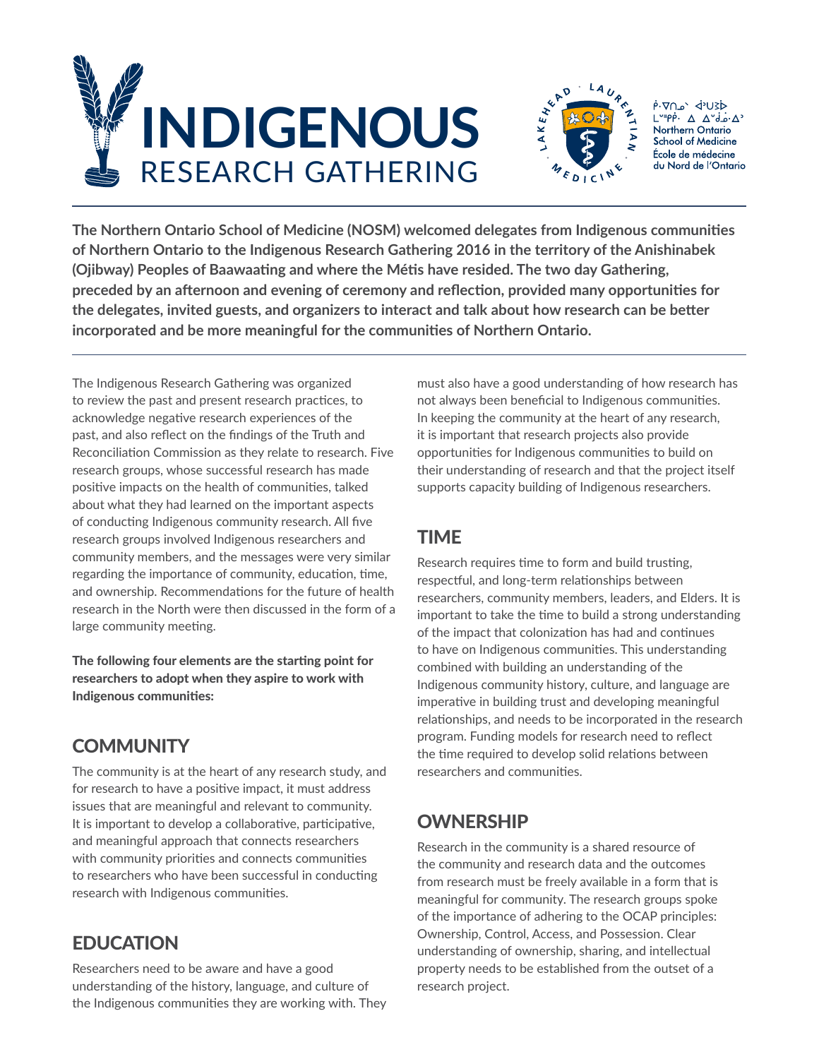# INDIGENOUS RESEARCH GATHERING

ᑮᐧᐁᑎᓐ ᐊᔅᑌᐆ ᒫᐦᑮᑮᐧ ᐃ ᐃᐡᑯᓈᐧᐃᐣ
Northern Ontario School of Medicine
École de médecine du Nord de l'Ontario

**The Northern Ontario School of Medicine (NOSM) welcomed delegates from Indigenous communities of Northern Ontario to the Indigenous Research Gathering 2016 in the territory of the Anishinabek (Ojibway) Peoples of Baawaating and where the Métis have resided. The two day Gathering, preceded by an afternoon and evening of ceremony and reflection, provided many opportunities for the delegates, invited guests, and organizers to interact and talk about how research can be better incorporated and be more meaningful for the communities of Northern Ontario.**

The Indigenous Research Gathering was organized to review the past and present research practices, to acknowledge negative research experiences of the past, and also reflect on the findings of the Truth and Reconciliation Commission as they relate to research. Five research groups, whose successful research has made positive impacts on the health of communities, talked about what they had learned on the important aspects of conducting Indigenous community research. All five research groups involved Indigenous researchers and community members, and the messages were very similar regarding the importance of community, education, time, and ownership. Recommendations for the future of health research in the North were then discussed in the form of a large community meeting.

**The following four elements are the starting point for researchers to adopt when they aspire to work with Indigenous communities:**

## COMMUNITY

The community is at the heart of any research study, and for research to have a positive impact, it must address issues that are meaningful and relevant to community. It is important to develop a collaborative, participative, and meaningful approach that connects researchers with community priorities and connects communities to researchers who have been successful in conducting research with Indigenous communities.

## EDUCATION

Researchers need to be aware and have a good understanding of the history, language, and culture of the Indigenous communities they are working with. They must also have a good understanding of how research has not always been beneficial to Indigenous communities. In keeping the community at the heart of any research, it is important that research projects also provide opportunities for Indigenous communities to build on their understanding of research and that the project itself supports capacity building of Indigenous researchers.

## TIME

Research requires time to form and build trusting, respectful, and long-term relationships between researchers, community members, leaders, and Elders. It is important to take the time to build a strong understanding of the impact that colonization has had and continues to have on Indigenous communities. This understanding combined with building an understanding of the Indigenous community history, culture, and language are imperative in building trust and developing meaningful relationships, and needs to be incorporated in the research program. Funding models for research need to reflect the time required to develop solid relations between researchers and communities.

## OWNERSHIP

Research in the community is a shared resource of the community and research data and the outcomes from research must be freely available in a form that is meaningful for community. The research groups spoke of the importance of adhering to the OCAP principles: Ownership, Control, Access, and Possession. Clear understanding of ownership, sharing, and intellectual property needs to be established from the outset of a research project.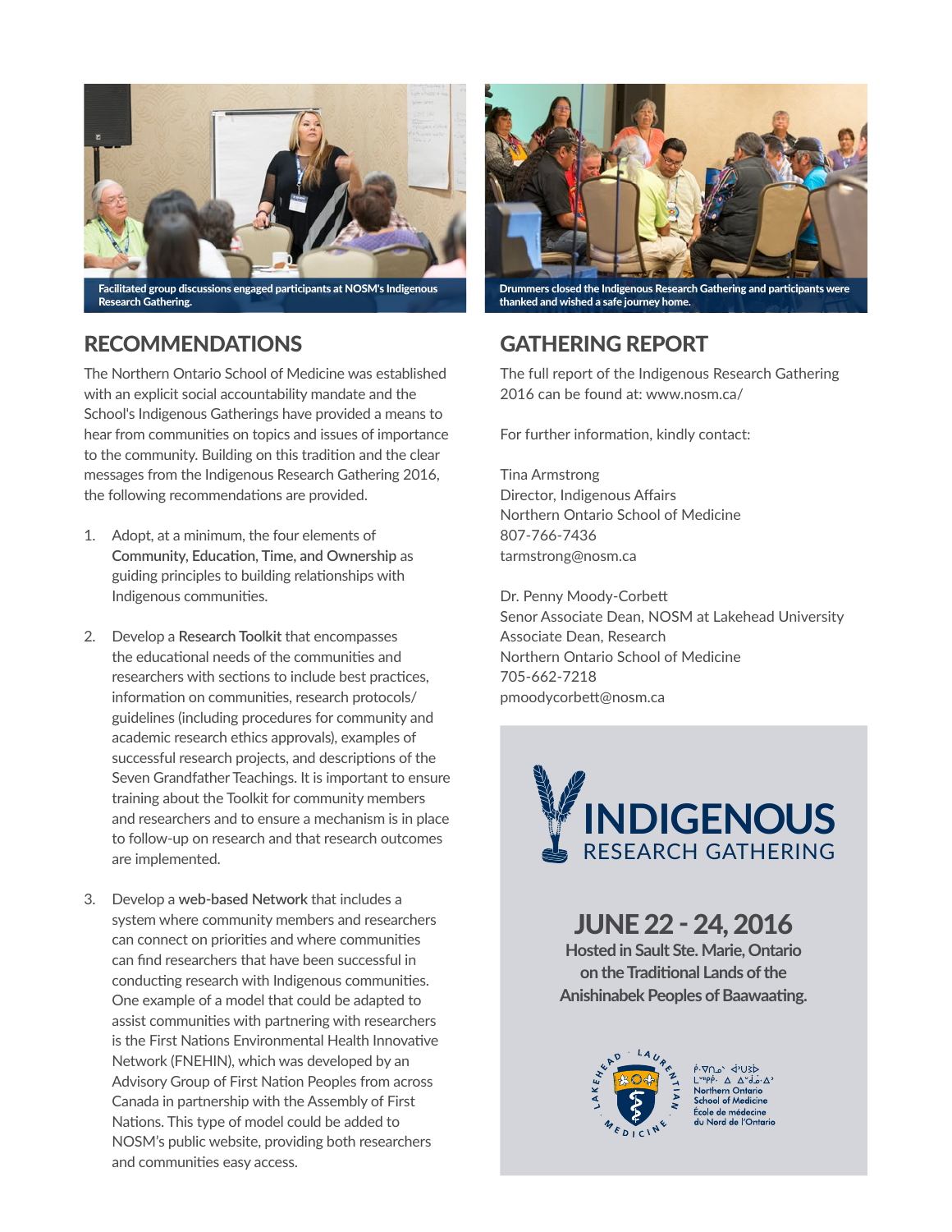Facilitated group discussions engaged participants at NOSM's Indigenous Research Gathering.

Drummers closed the Indigenous Research Gathering and participants were thanked and wished a safe journey home.

## RECOMMENDATIONS

The Northern Ontario School of Medicine was established with an explicit social accountability mandate and the School's Indigenous Gatherings have provided a means to hear from communities on topics and issues of importance to the community. Building on this tradition and the clear messages from the Indigenous Research Gathering 2016, the following recommendations are provided.

1. Adopt, at a minimum, the four elements of **Community, Education, Time, and Ownership** as guiding principles to building relationships with Indigenous communities.

2. Develop a **Research Toolkit** that encompasses the educational needs of the communities and researchers with sections to include best practices, information on communities, research protocols/ guidelines (including procedures for community and academic research ethics approvals), examples of successful research projects, and descriptions of the Seven Grandfather Teachings. It is important to ensure training about the Toolkit for community members and researchers and to ensure a mechanism is in place to follow-up on research and that research outcomes are implemented.

3. Develop a **web-based Network** that includes a system where community members and researchers can connect on priorities and where communities can find researchers that have been successful in conducting research with Indigenous communities. One example of a model that could be adapted to assist communities with partnering with researchers is the First Nations Environmental Health Innovative Network (FNEHIN), which was developed by an Advisory Group of First Nation Peoples from across Canada in partnership with the Assembly of First Nations. This type of model could be added to NOSM's public website, providing both researchers and communities easy access.

## GATHERING REPORT

The full report of the Indigenous Research Gathering 2016 can be found at: www.nosm.ca/

For further information, kindly contact:

Tina Armstrong
Director, Indigenous Affairs
Northern Ontario School of Medicine
807-766-7436
tarmstrong@nosm.ca

Dr. Penny Moody-Corbett
Senor Associate Dean, NOSM at Lakehead University
Associate Dean, Research
Northern Ontario School of Medicine
705-662-7218
pmoodycorbett@nosm.ca

INDIGENOUS
RESEARCH GATHERING

**JUNE 22 - 24, 2016**
**Hosted in Sault Ste. Marie, Ontario on the Traditional Lands of the Anishinabek Peoples of Baawaating.**

Lakehead · Laurentian · Medicine
Northern Ontario School of Medicine
École de médecine du Nord de l'Ontario